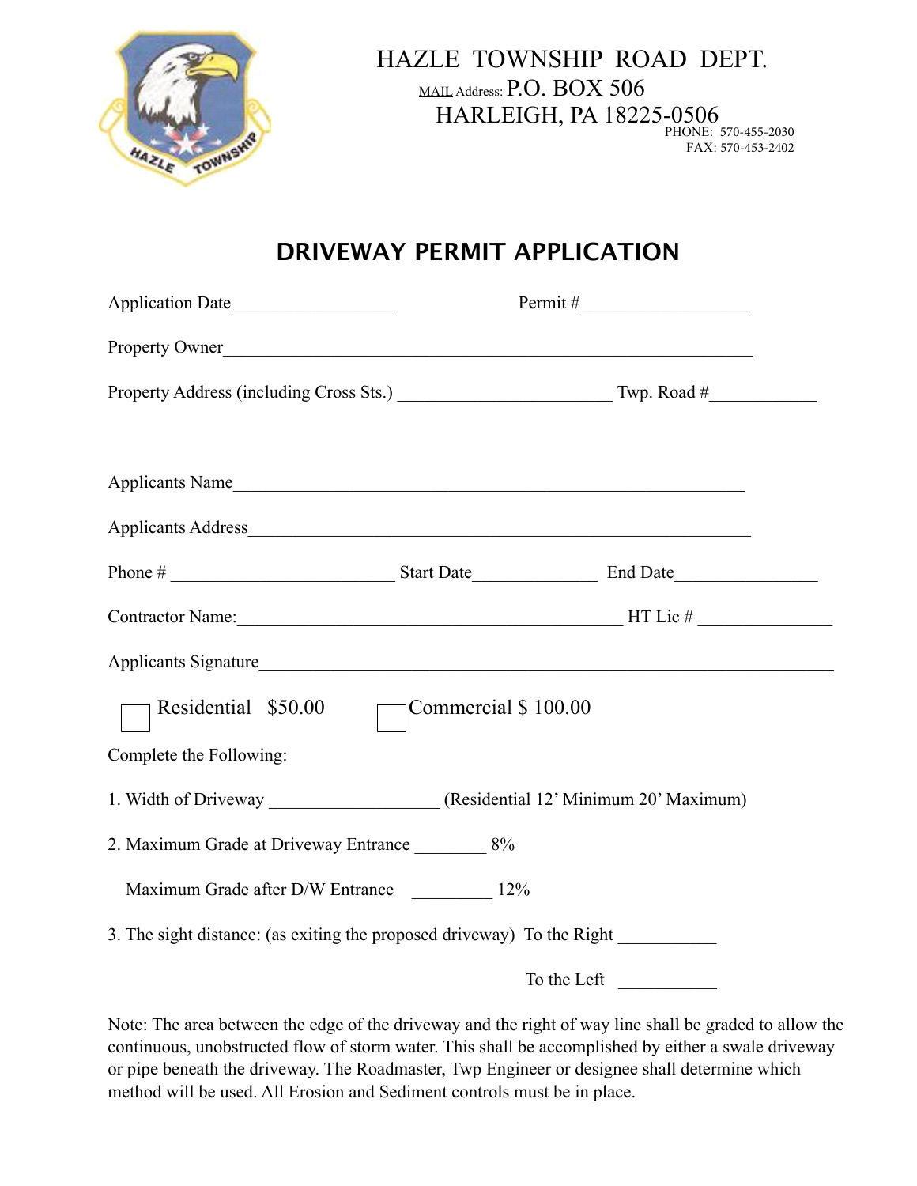HAZLE TOWNSHIP ROAD DEPT.
MAIL Address: P.O. BOX 506
HARLEIGH, PA 18225-0506
PHONE: 570-455-2030
FAX: 570-453-2402

# DRIVEWAY PERMIT APPLICATION

Application Date__________________ Permit #___________________

Property Owner____________________________________________________________

Property Address (including Cross Sts.) ________________________ Twp. Road #____________

Applicants Name__________________________________________________________

Applicants Address_________________________________________________________

Phone # _________________________ Start Date______________ End Date________________

Contractor Name:____________________________________________ HT Lic # _______________

Applicants Signature_________________________________________________________________

☐ Residential $50.00 ☐ Commercial $ 100.00

Complete the Following:

1. Width of Driveway __________________ (Residential 12' Minimum 20' Maximum)

2. Maximum Grade at Driveway Entrance ________ 8%

   Maximum Grade after D/W Entrance _________ 12%

3. The sight distance: (as exiting the proposed driveway) To the Right ___________

   To the Left ___________

Note: The area between the edge of the driveway and the right of way line shall be graded to allow the continuous, unobstructed flow of storm water. This shall be accomplished by either a swale driveway or pipe beneath the driveway. The Roadmaster, Twp Engineer or designee shall determine which method will be used. All Erosion and Sediment controls must be in place.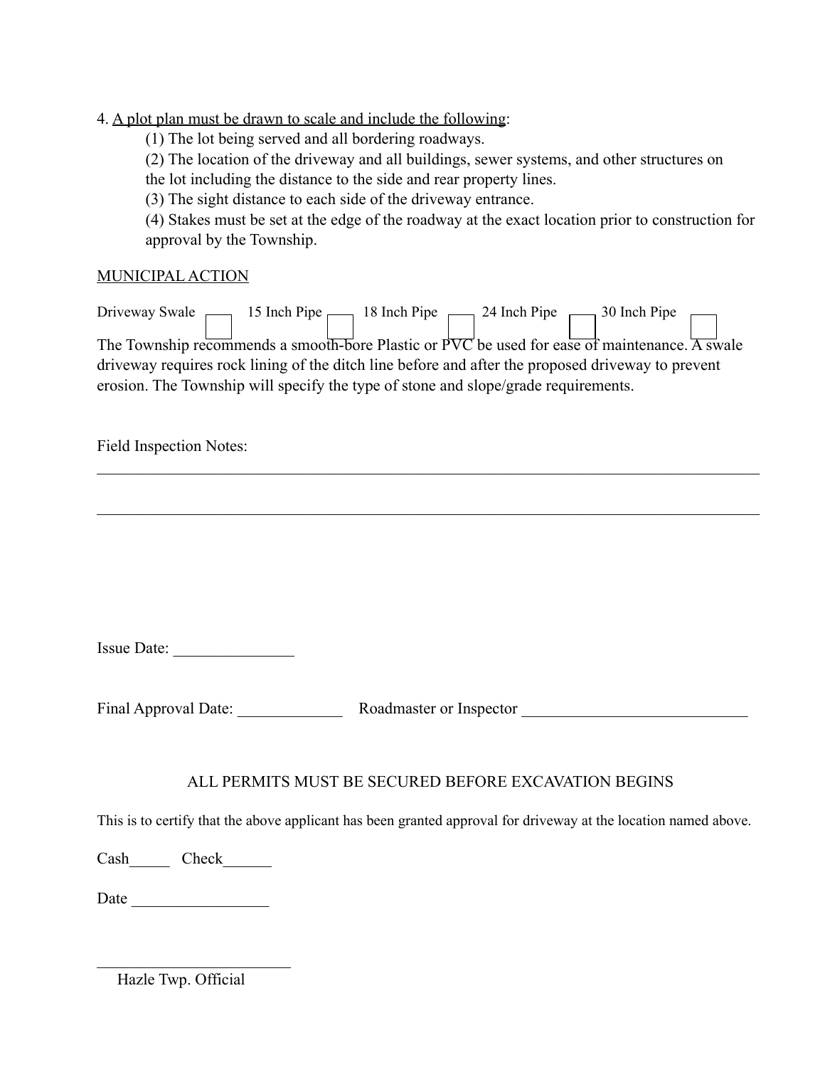4. <u>A plot plan must be drawn to scale and include the following</u>:

(1) The lot being served and all bordering roadways.

(2) The location of the driveway and all buildings, sewer systems, and other structures on the lot including the distance to the side and rear property lines.

(3) The sight distance to each side of the driveway entrance.

(4) Stakes must be set at the edge of the roadway at the exact location prior to construction for approval by the Township.

<u>MUNICIPAL ACTION</u>

Driveway Swale ☐ 15 Inch Pipe ☐ 18 Inch Pipe ☐ 24 Inch Pipe ☐ 30 Inch Pipe ☐

The Township recommends a smooth-bore Plastic or PVC be used for ease of maintenance. A swale driveway requires rock lining of the ditch line before and after the proposed driveway to prevent erosion. The Township will specify the type of stone and slope/grade requirements.

Field Inspection Notes:

______________________________________________________________________________

______________________________________________________________________________

Issue Date: _______________

Final Approval Date: _____________ Roadmaster or Inspector ____________________________

ALL PERMITS MUST BE SECURED BEFORE EXCAVATION BEGINS

This is to certify that the above applicant has been granted approval for driveway at the location named above.

Cash_____ Check______

Date _________________

________________________

Hazle Twp. Official